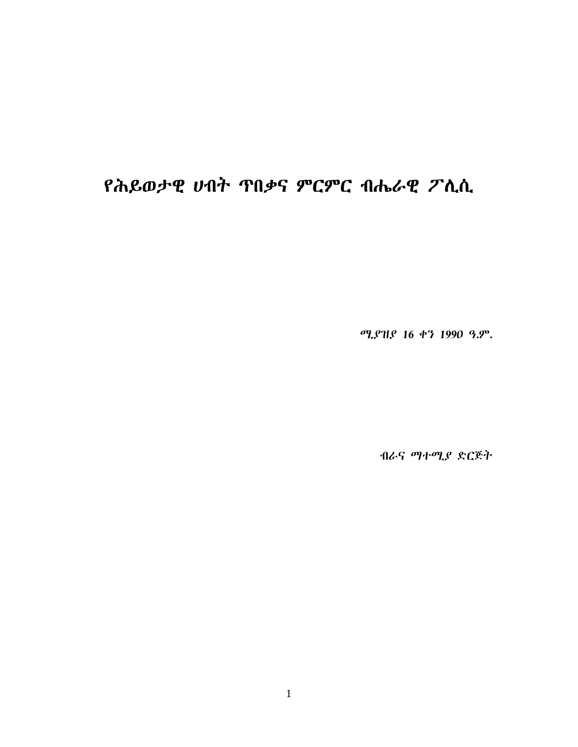# የሕይወታዊ ሀብት ጥበቃና ምርምር ብሔራዊ ፖሊሲ

*ሚያዝያ 16 ቀን 1990 ዓ.ም.*

ብራና ማተሚያ ድርጅት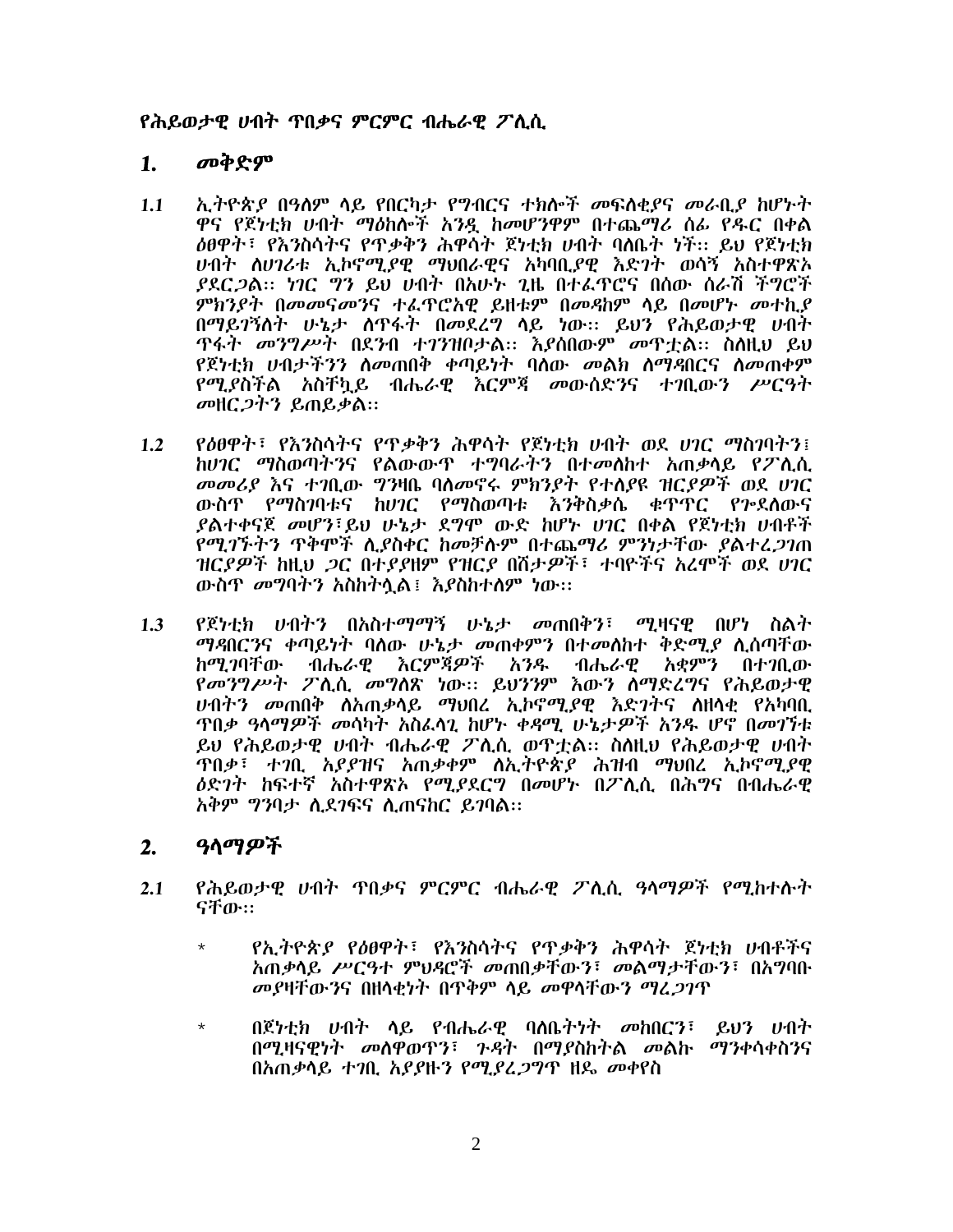***የሕይወታዊ ሀብት ጥበቃና ምርምር ብሔራዊ ፖሊሲ***

## 1. *መቅድም*

**1.1** *ኢትዮጵያ በዓለም ላይ የበርካታ የግብርና ተክሎች መፍለቂያና መራቢያ ከሆኑት ዋና የጀነቲክ ሀብት ማዕከሎች አንዷ ከመሆንዋም በተጨማሪ ሰፊ የዱር በቀል ዕፀዋት፣ የእንስሳትና የጥቃቅን ሕዋሳት ጀነቲክ ሀብት ባለቤት ነች። ይህ የጀነቲክ ሀብት ለሀገሪቱ ኢኮኖሚያዊ ማህበራዊና አካባቢያዊ እድገት ወሳኝ አስተዋጽኦ ያደርጋል። ነገር ግን ይህ ሀብት በአሁኑ ጊዜ በተፈጥሮና በሰው ሰራሽ ችግሮች ምክንያት በመመናመንና ተፈጥሮአዊ ይዘቱም በመዳከም ላይ በመሆኑ መተኪያ በማይገኝለት ሁኔታ ለጥፋት በመደረግ ላይ ነው። ይህን የሕይወታዊ ሀብት ጥፋት መንግሥት በደንብ ተገንዝቦታል። እያሰበውም መጥቷል። ስለዚህ ይህ የጀነቲክ ሀብታችንን ለመጠበቅ ቀጣይነት ባለው መልክ ለማዳበርና ለመጠቀም የሚያስችል አስቸኳይ ብሔራዊ እርምጃ መውሰድንና ተገቢውን ሥርዓት መዘርጋትን ይጠይቃል።*

**1.2** *የዕፀዋት፣ የእንስሳትና የጥቃቅን ሕዋሳት የጀነቲክ ሀብት ወደ ሀገር ማስገባትን፣ ከሀገር ማስወጣትንና የልውውጥ ተግባራትን በተመለከተ አጠቃላይ የፖሊሲ መመሪያ እና ተገቢው ግንዛቤ ባለመኖሩ ምክንያት የተለያዩ ዝርያዎች ወደ ሀገር ውስጥ የማስገባቱና ከሀገር የማስወጣቱ እንቅስቃሴ ቁጥጥር የጐደለውና ያልተቀናጀ መሆን፣ይህ ሁኔታ ደግሞ ውድ ከሆኑ ሀገር በቀል የጀነቲክ ሀብቶች የሚገኙትን ጥቅሞች ሊያስቀር ከመቻሉም በተጨማሪ ምንነታቸው ያልተረጋገጠ ዝርያዎች ከዚህ ጋር በተያያዘም የዝርያ በሽታዎች፣ ተባዮችና አረሞች ወደ ሀገር ውስጥ መግባትን አስከትሏል፣ እያስከተለም ነው።*

**1.3** *የጀነቲክ ሀብትን በአስተማማኝ ሁኔታ መጠበቅን፣ ሚዛናዊ በሆነ ስልት ማዳበርንና ቀጣይነት ባለው ሁኔታ መጠቀምን በተመለከተ ቅድሚያ ሊሰጣቸው ከሚገባቸው ብሔራዊ እርምጃዎች አንዱ ብሔራዊ አቋምን በተገቢው የመንግሥት ፖሊሲ መግለጽ ነው። ይህንንም እውን ለማድረግና የሕይወታዊ ሀብትን መጠበቅ ለአጠቃላይ ማህበረ ኢኮኖሚያዊ እድገትና ለዘላቂ የአካባቢ ጥበቃ ዓላማዎች መሳካት አስፈላጊ ከሆኑ ቀዳሚ ሁኔታዎች አንዱ ሆኖ በመገኘቱ ይህ የሕይወታዊ ሀብት ብሔራዊ ፖሊሲ ወጥቷል። ስለዚህ የሕይወታዊ ሀብት ጥበቃ፣ ተገቢ አያያዝና አጠቃቀም ለኢትዮጵያ ሕዝብ ማህበረ ኢኮኖሚያዊ ዕድገት ከፍተኛ አስተዋጽኦ የሚያደርግ በመሆኑ በፖሊሲ በሕግና በብሔራዊ አቅም ግንባታ ሊደገፍና ሊጠናከር ይገባል።*

## 2. *ዓላማዎች*

**2.1** *የሕይወታዊ ሀብት ጥበቃና ምርምር ብሔራዊ ፖሊሲ ዓላማዎች የሚከተሉት ናቸው።*

- *የኢትዮጵያ የዕፀዋት፣ የእንስሳትና የጥቃቅን ሕዋሳት ጀነቲክ ሀብቶችና አጠቃላይ ሥርዓተ ምህዳሮች መጠበቃቸውን፣ መልማታቸውን፣ በአግባቡ መያዛቸውንና በዘላቂነት በጥቅም ላይ መዋላቸውን ማረጋገጥ*

- *በጀነቲክ ሀብት ላይ የብሔራዊ ባለቤትነት መከበርን፣ ይህን ሀብት በሚዛናዊነት መለዋወጥን፣ ጉዳት በማያስከትል መልኩ ማንቀሳቀስንና በአጠቃላይ ተገቢ አያያዙን የሚያረጋግጥ ዘዴ መቀየስ*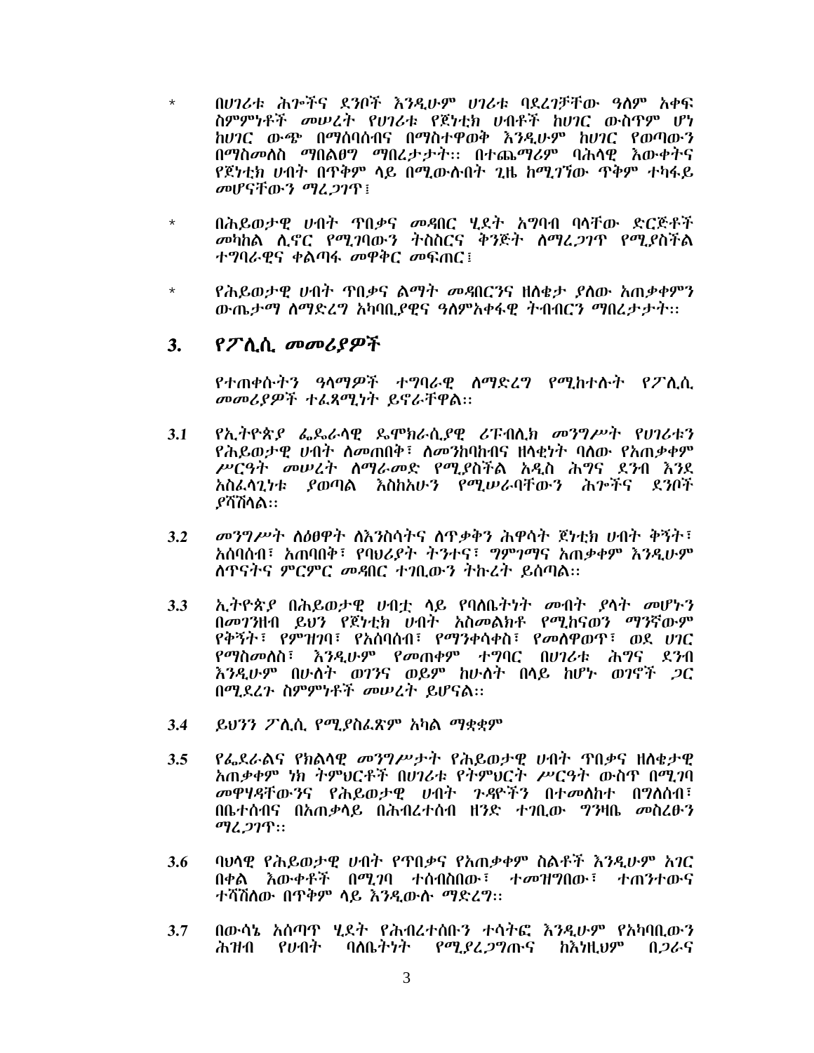* በሀገሪቱ ሕጐችና ደንቦች እንዲሁም ሀገሪቱ ባደረገቻቸው ዓለም አቀፍ ስምምነቶች መሠረት የሀገሪቱ የጀነቲክ ሀብቶች ከሀገር ውስጥም ሆነ ከሀገር ውጭ በማሰባሰብና በማስተዋወቅ እንዲሁም ከሀገር የወጣውን በማስመለስ ማበልፀግ ማበረታታት፡፡ በተጨማሪም ባሕላዊ እውቀትና የጀነቲክ ሀብት በጥቅም ላይ በሚውሉበት ጊዜ ከሚገኘው ጥቅም ተካፋይ መሆናቸውን ማረጋገጥ፤

* በሕይወታዊ ሀብት ጥበቃና መዳበር ሂደት አግባብ ባላቸው ድርጅቶች መካከል ሊኖር የሚገባውን ትስስርና ቅንጅት ለማረጋገጥ የሚያስችል ተግባራዊና ቀልጣፋ መዋቅር መፍጠር፤

* የሕይወታዊ ሀብት ጥበቃና ልማት መዳበርንና ዘለቄታ ያለው አጠቃቀምን ውጤታማ ለማድረግ አካባቢያዊና ዓለምአቀፋዊ ትብብርን ማበረታታት፡፡

## 3. *የፖሊሲ መመሪያዎች*

*የተጠቀሱትን ዓላማዎች ተግባራዊ ለማድረግ የሚከተሉት የፖሊሲ መመሪያዎች ተፈጻሚነት ይኖራቸዋል፡፡*

**3.1** *የኢትዮጵያ ፌዴራላዊ ዴሞክራሲያዊ ሪፐብሊክ መንግሥት የሀገሪቱን የሕይወታዊ ሀብት ለመጠበቅ፣ ለመንከባከብና ዘላቂነት ባለው የአጠቃቀም ሥርዓት መሠረት ለማራመድ የሚያስችል አዲስ ሕግና ደንብ እንደ አስፈላጊነቱ ያወጣል እስከአሁን የሚሠራባቸውን ሕጐችና ደንቦች ያሻሽላል፡፡*

**3.2** *መንግሥት ለዕፀዋት ለእንስሳትና ለጥቃቅን ሕዋሳት ጀነቲክ ሀብት ቅኝት፣ አሰባሰብ፣ አጠባበቅ፣ የባህሪያት ትንተና፣ ግምገማና አጠቃቀም እንዲሁም ለጥናትና ምርምር መዳበር ተገቢውን ትኩረት ይሰጣል፡፡*

**3.3** *ኢትዮጵያ በሕይወታዊ ሀብቷ ላይ የባለቤትነት መብት ያላት መሆኑን በመገንዘብ ይህን የጀነቲክ ሀብት አስመልክቶ የሚከናወን ማንኛውም የቅኝት፣ የምዝገባ፣ የአሰባሰብ፣ የማንቀሳቀስ፣ የመለዋወጥ፣ ወደ ሀገር የማስመለስ፣ እንዲሁም የመጠቀም ተግባር በሀገሪቱ ሕግና ደንብ እንዲሁም በሁለት ወገንና ወይም ከሁለት በላይ ከሆኑ ወገኖች ጋር በሚደረጉ ስምምነቶች መሠረት ይሆናል፡፡*

**3.4** *ይህንን ፖሊሲ የሚያስፈጽም አካል ማቋቋም*

**3.5** *የፌደራልና የክልላዊ መንግሥታት የሕይወታዊ ሀብት ጥበቃና ዘለቄታዊ አጠቃቀም ነክ ትምህርቶች በሀገሪቱ የትምህርት ሥርዓት ውስጥ በሚገባ መዋሃዳቸውንና የሕይወታዊ ሀብት ጉዳዮችን በተመለከተ በግለሰብ፣ በቤተሰብና በአጠቃላይ በሕብረተሰብ ዘንድ ተገቢው ግንዛቤ መስረፁን ማረጋገጥ፡፡*

**3.6** ባህላዊ የሕይወታዊ ሀብት የጥበቃና የአጠቃቀም ስልቶች እንዲሁም አገር በቀል እውቀቶች በሚገባ ተሰብስበው፣ ተመዝግበው፣ ተጠንተውና ተሻሽለው በጥቅም ላይ እንዲውሉ ማድረግ፡፡

**3.7** በውሳኔ አሰጣጥ ሂደት የሕብረተሰቡን ተሳትፎ እንዲሁም የአካባቢውን ሕዝብ የሀብት ባለቤትነት የሚያረጋግጡና ከእነዚህም በጋራና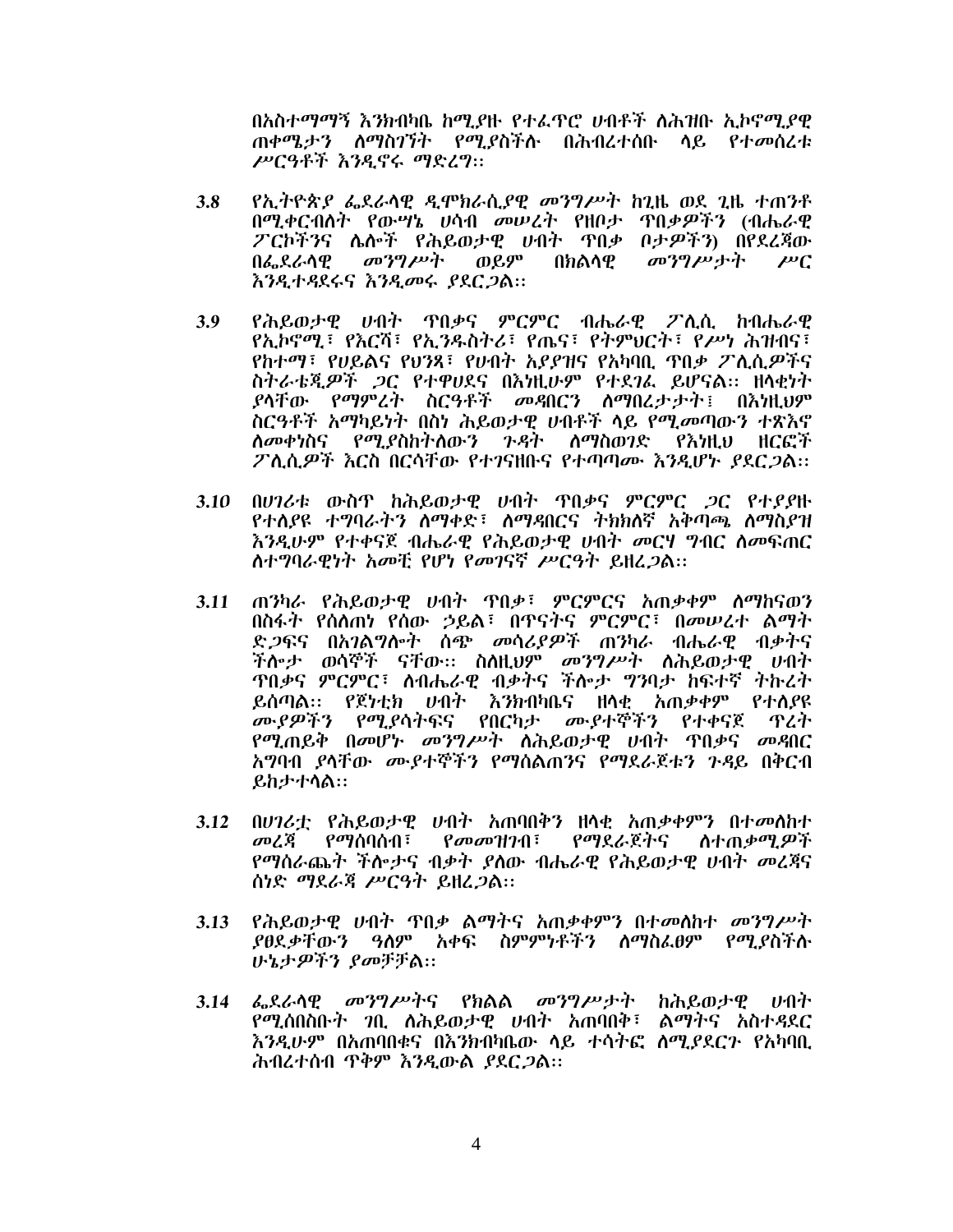*በአስተማማኝ እንክብካቤ ከሚያዙ የተፈጥሮ ሀብቶች ለሕዝቡ ኢኮኖሚያዊ ጠቀሜታን ለማስገኘት የሚያስችሉ በሕብረተሰቡ ላይ የተመሰረቱ ሥርዓቶች እንዲኖሩ ማድረግ።*

**3.8** *የኢትዮጵያ ፌደራላዊ ዲሞክራሲያዊ መንግሥት ከጊዜ ወደ ጊዜ ተጠንቶ በሚቀርብለት የውሣኔ ሀሳብ መሠረት የዘቦታ ጥበቃዎችን (ብሔራዊ ፓርኮችንና ሌሎች የሕይወታዊ ሀብት ጥበቃ ቦታዎችን) በየደረጃው በፌደራላዊ መንግሥት ወይም በክልላዊ መንግሥታት ሥር እንዲተዳደሩና እንዲመሩ ያደርጋል።*

**3.9** *የሕይወታዊ ሀብት ጥበቃና ምርምር ብሔራዊ ፖሊሲ ከብሔራዊ የኢኮኖሚ፣ የእርሻ፣ የኢንዱስትሪ፣ የጤና፣ የትምህርት፣ የሥነ ሕዝብና፣ የከተማ፣ የሀይልና የሀንጻ፣ የሀብት አያያዝና የአካባቢ ጥበቃ ፖሊሲዎችና ስትራቴጂዎች ጋር የተዋሀደና በእነዚሁም የተደገፈ ይሆናል። ዘላቂነት ያላቸው የማምረት ስርዓቶች መዳበርን ለማበረታታት፤ በእነዚህም ስርዓቶች አማካይነት በስነ ሕይወታዊ ሀብቶች ላይ የሚመጣውን ተጽእኖ ለመቀነስና የሚያስከትለውን ጉዳት ለማስወገድ የእነዚህ ዘርፎች ፖሊሲዎች እርስ በርሳቸው የተገናዘቡና የተጣጣሙ እንዲሆኑ ያደርጋል።*

**3.10** *በሀገሪቱ ውስጥ ከሕይወታዊ ሀብት ጥበቃና ምርምር ጋር የተያያዙ የተለያዩ ተግባራትን ለማቀድ፣ ለማዳበርና ትክክለኛ አቅጣጫ ለማስያዝ እንዲሁም የተቀናጀ ብሔራዊ የሕይወታዊ ሀብት መርሃ ግብር ለመፍጠር ለተግባራዊነት አመቺ የሆነ የመገናኛ ሥርዓት ይዘረጋል።*

**3.11** *ጠንካራ የሕይወታዊ ሀብት ጥበቃ፣ ምርምርና አጠቃቀም ለማከናወን በስፋት የሰለጠነ የሰው ኃይል፣ በጥናትና ምርምር፣ በመሠረተ ልማት ድጋፍና በአገልግሎት ሰጭ መሳሪያዎች ጠንካራ ብሔራዊ ብቃትና ችሎታ ወሳኞች ናቸው። ስለዚህም መንግሥት ለሕይወታዊ ሀብት ጥበቃና ምርምር፣ ለብሔራዊ ብቃትና ችሎታ ግንባታ ከፍተኛ ትኩረት ይሰጣል። የጀነቲክ ሀብት እንክብካቤና ዘላቂ አጠቃቀም የተለያዩ ሙያዎችን የሚያሳትፍና የበርካታ ሙያተኞችን የተቀናጀ ጥረት የሚጠይቅ በመሆኑ መንግሥት ለሕይወታዊ ሀብት ጥበቃና መዳበር አግባብ ያላቸው ሙያተኞችን የማሰልጠንና የማደራጀቱን ጉዳይ በቅርብ ይከታተላል።*

**3.12** *በሀገሪቷ የሕይወታዊ ሀብት አጠባበቅን ዘላቂ አጠቃቀምን በተመለከተ መረጃ የማሰባሰብ፣ የመመዝገብ፣ የማደራጀትና ለተጠቃሚዎች የማሰራጨት ችሎታና ብቃት ያለው ብሔራዊ የሕይወታዊ ሀብት መረጃና ሰነድ ማደራጃ ሥርዓት ይዘረጋል።*

**3.13** *የሕይወታዊ ሀብት ጥበቃ ልማትና አጠቃቀምን በተመለከተ መንግሥት ያፀደቃቸውን ዓለም አቀፍ ስምምነቶችን ለማስፈፀም የሚያስችሉ ሁኔታዎችን ያመቻቻል።*

**3.14** *ፌደራላዊ መንግሥትና የክልል መንግሥታት ከሕይወታዊ ሀብት የሚሰበስቡት ገቢ ለሕይወታዊ ሀብት አጠባበቅ፣ ልማትና አስተዳደር እንዲሁም በአጠባበቁና በእንክብካቤው ላይ ተሳትፎ ለሚያደርጉ የአካባቢ ሕብረተሰብ ጥቅም እንዲውል ያደርጋል።*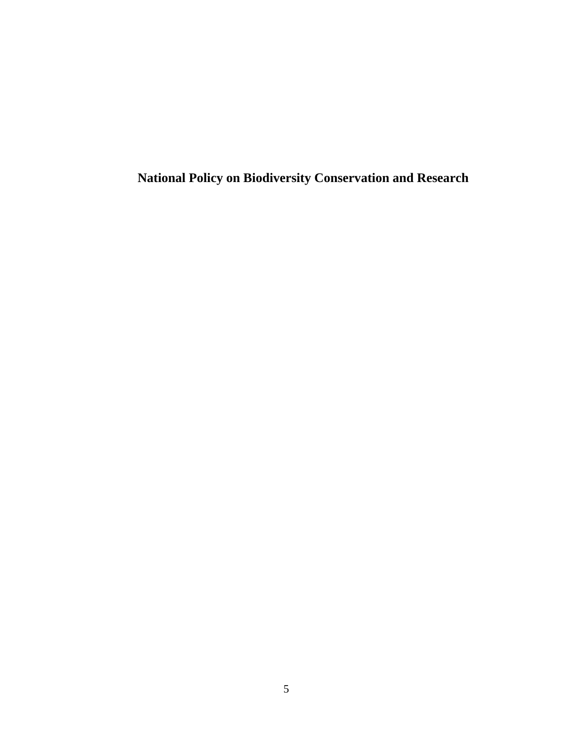# National Policy on Biodiversity Conservation and Research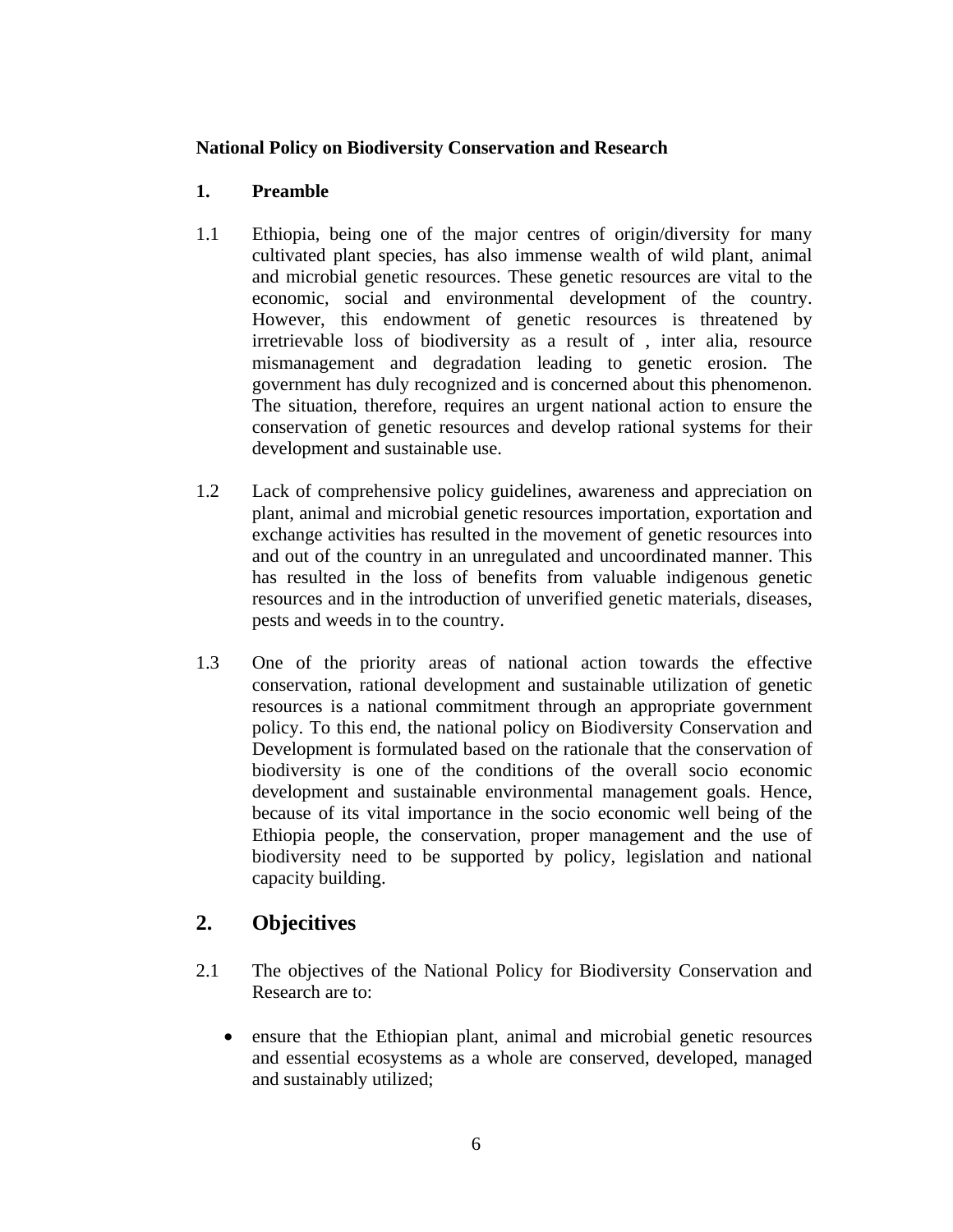**National Policy on Biodiversity Conservation and Research**

**1. Preamble**

1.1 Ethiopia, being one of the major centres of origin/diversity for many cultivated plant species, has also immense wealth of wild plant, animal and microbial genetic resources. These genetic resources are vital to the economic, social and environmental development of the country. However, this endowment of genetic resources is threatened by irretrievable loss of biodiversity as a result of , inter alia, resource mismanagement and degradation leading to genetic erosion. The government has duly recognized and is concerned about this phenomenon. The situation, therefore, requires an urgent national action to ensure the conservation of genetic resources and develop rational systems for their development and sustainable use.

1.2 Lack of comprehensive policy guidelines, awareness and appreciation on plant, animal and microbial genetic resources importation, exportation and exchange activities has resulted in the movement of genetic resources into and out of the country in an unregulated and uncoordinated manner. This has resulted in the loss of benefits from valuable indigenous genetic resources and in the introduction of unverified genetic materials, diseases, pests and weeds in to the country.

1.3 One of the priority areas of national action towards the effective conservation, rational development and sustainable utilization of genetic resources is a national commitment through an appropriate government policy. To this end, the national policy on Biodiversity Conservation and Development is formulated based on the rationale that the conservation of biodiversity is one of the conditions of the overall socio economic development and sustainable environmental management goals. Hence, because of its vital importance in the socio economic well being of the Ethiopia people, the conservation, proper management and the use of biodiversity need to be supported by policy, legislation and national capacity building.

## 2. Objecitives

2.1 The objectives of the National Policy for Biodiversity Conservation and Research are to:

- ensure that the Ethiopian plant, animal and microbial genetic resources and essential ecosystems as a whole are conserved, developed, managed and sustainably utilized;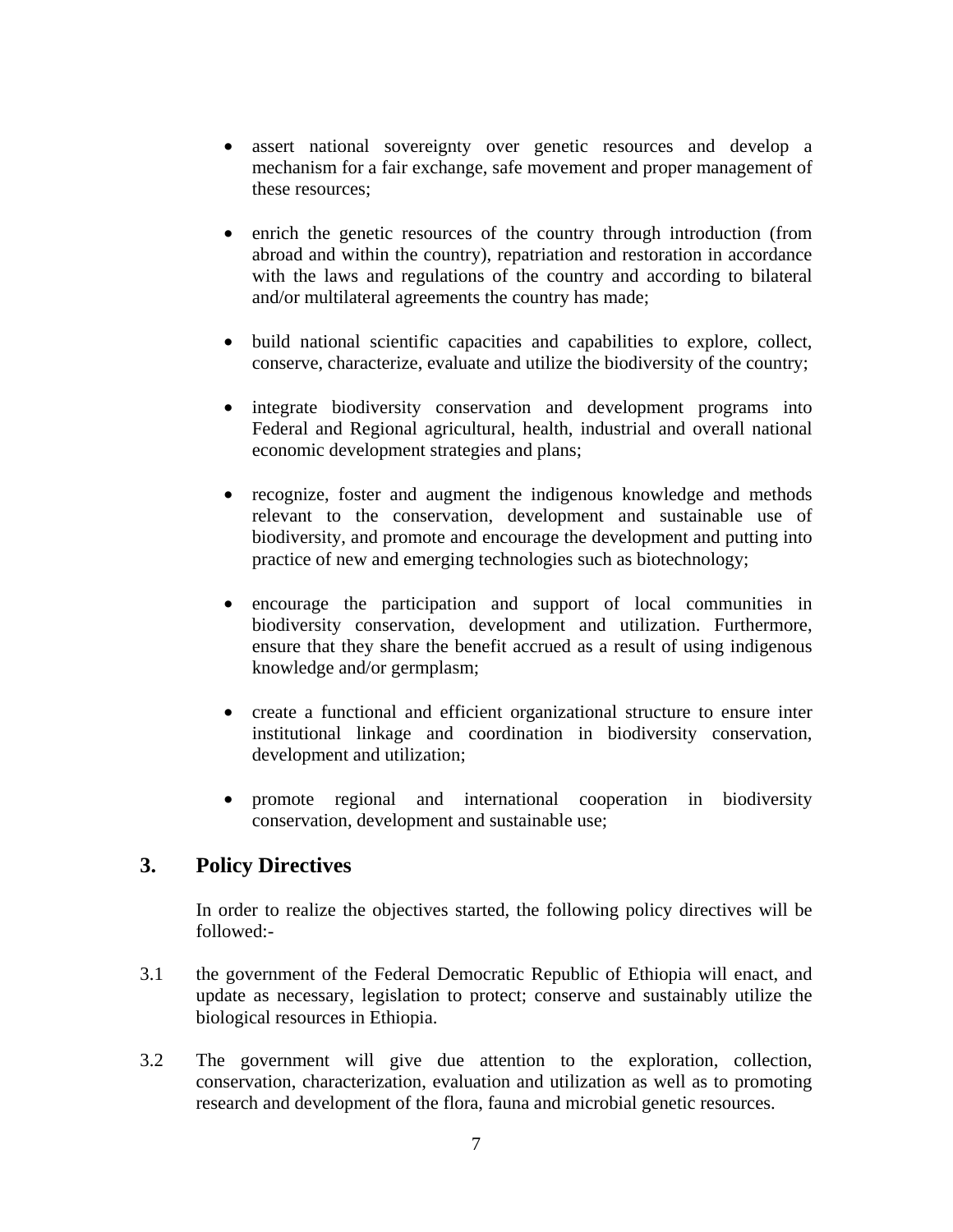- assert national sovereignty over genetic resources and develop a mechanism for a fair exchange, safe movement and proper management of these resources;

- enrich the genetic resources of the country through introduction (from abroad and within the country), repatriation and restoration in accordance with the laws and regulations of the country and according to bilateral and/or multilateral agreements the country has made;

- build national scientific capacities and capabilities to explore, collect, conserve, characterize, evaluate and utilize the biodiversity of the country;

- integrate biodiversity conservation and development programs into Federal and Regional agricultural, health, industrial and overall national economic development strategies and plans;

- recognize, foster and augment the indigenous knowledge and methods relevant to the conservation, development and sustainable use of biodiversity, and promote and encourage the development and putting into practice of new and emerging technologies such as biotechnology;

- encourage the participation and support of local communities in biodiversity conservation, development and utilization. Furthermore, ensure that they share the benefit accrued as a result of using indigenous knowledge and/or germplasm;

- create a functional and efficient organizational structure to ensure inter institutional linkage and coordination in biodiversity conservation, development and utilization;

- promote regional and international cooperation in biodiversity conservation, development and sustainable use;

## 3. Policy Directives

In order to realize the objectives started, the following policy directives will be followed:-

3.1 the government of the Federal Democratic Republic of Ethiopia will enact, and update as necessary, legislation to protect; conserve and sustainably utilize the biological resources in Ethiopia.

3.2 The government will give due attention to the exploration, collection, conservation, characterization, evaluation and utilization as well as to promoting research and development of the flora, fauna and microbial genetic resources.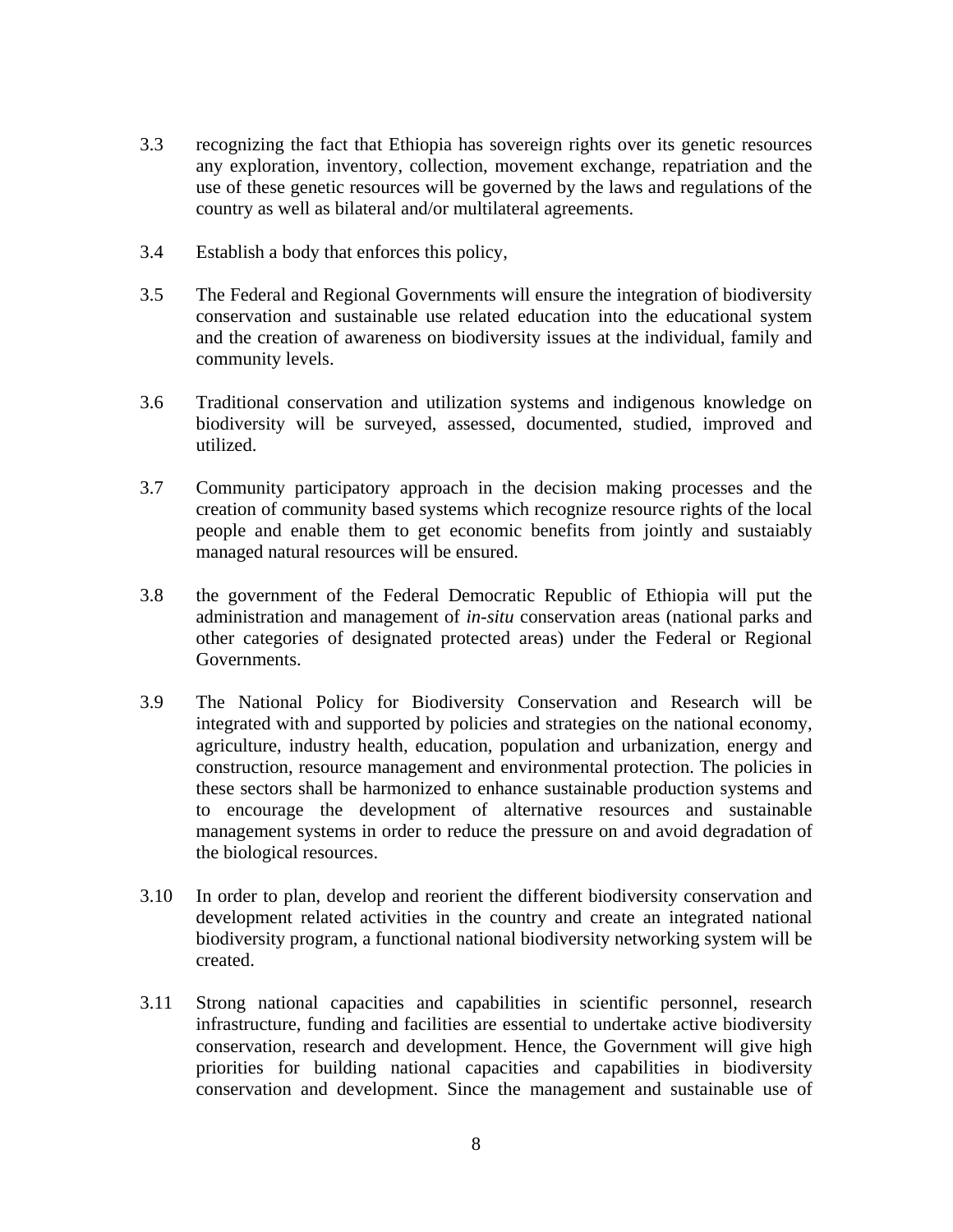3.3 recognizing the fact that Ethiopia has sovereign rights over its genetic resources any exploration, inventory, collection, movement exchange, repatriation and the use of these genetic resources will be governed by the laws and regulations of the country as well as bilateral and/or multilateral agreements.

3.4 Establish a body that enforces this policy,

3.5 The Federal and Regional Governments will ensure the integration of biodiversity conservation and sustainable use related education into the educational system and the creation of awareness on biodiversity issues at the individual, family and community levels.

3.6 Traditional conservation and utilization systems and indigenous knowledge on biodiversity will be surveyed, assessed, documented, studied, improved and utilized.

3.7 Community participatory approach in the decision making processes and the creation of community based systems which recognize resource rights of the local people and enable them to get economic benefits from jointly and sustaiably managed natural resources will be ensured.

3.8 the government of the Federal Democratic Republic of Ethiopia will put the administration and management of *in-situ* conservation areas (national parks and other categories of designated protected areas) under the Federal or Regional Governments.

3.9 The National Policy for Biodiversity Conservation and Research will be integrated with and supported by policies and strategies on the national economy, agriculture, industry health, education, population and urbanization, energy and construction, resource management and environmental protection. The policies in these sectors shall be harmonized to enhance sustainable production systems and to encourage the development of alternative resources and sustainable management systems in order to reduce the pressure on and avoid degradation of the biological resources.

3.10 In order to plan, develop and reorient the different biodiversity conservation and development related activities in the country and create an integrated national biodiversity program, a functional national biodiversity networking system will be created.

3.11 Strong national capacities and capabilities in scientific personnel, research infrastructure, funding and facilities are essential to undertake active biodiversity conservation, research and development. Hence, the Government will give high priorities for building national capacities and capabilities in biodiversity conservation and development. Since the management and sustainable use of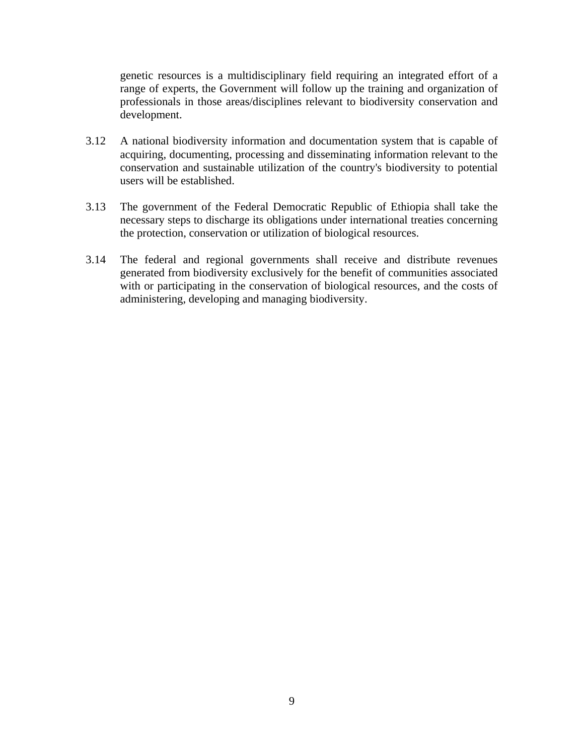genetic resources is a multidisciplinary field requiring an integrated effort of a range of experts, the Government will follow up the training and organization of professionals in those areas/disciplines relevant to biodiversity conservation and development.

3.12 A national biodiversity information and documentation system that is capable of acquiring, documenting, processing and disseminating information relevant to the conservation and sustainable utilization of the country's biodiversity to potential users will be established.

3.13 The government of the Federal Democratic Republic of Ethiopia shall take the necessary steps to discharge its obligations under international treaties concerning the protection, conservation or utilization of biological resources.

3.14 The federal and regional governments shall receive and distribute revenues generated from biodiversity exclusively for the benefit of communities associated with or participating in the conservation of biological resources, and the costs of administering, developing and managing biodiversity.